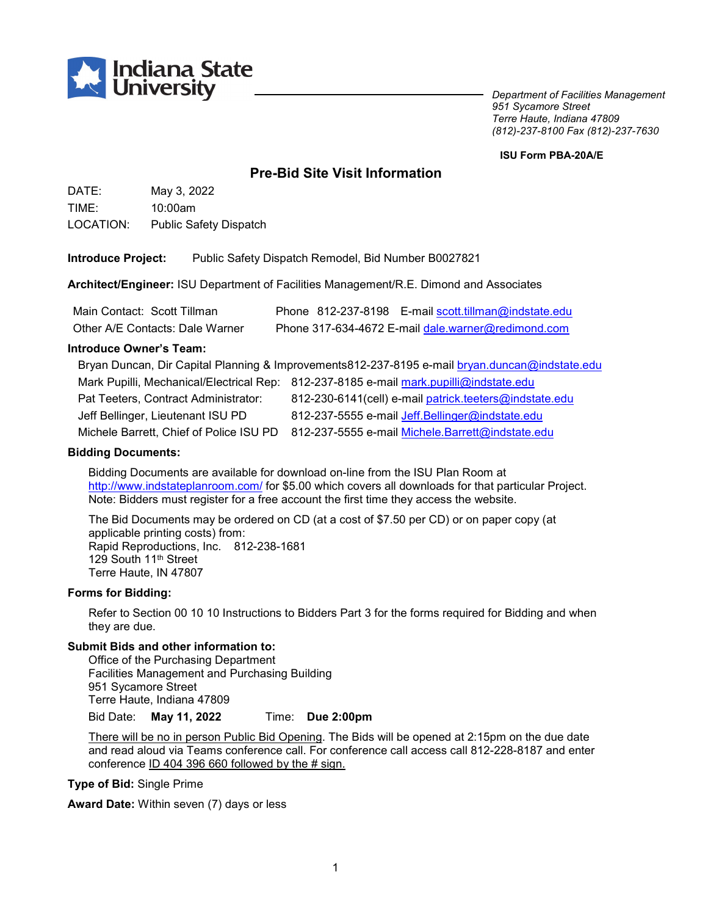Indiana State University

*Department of Facilities Management*
*951 Sycamore Street*
*Terre Haute, Indiana 47809*
*(812)-237-8100 Fax (812)-237-7630*

**ISU Form PBA-20A/E**

## Pre-Bid Site Visit Information

DATE: May 3, 2022
TIME: 10:00am
LOCATION: Public Safety Dispatch

**Introduce Project:** Public Safety Dispatch Remodel, Bid Number B0027821

**Architect/Engineer:** ISU Department of Facilities Management/R.E. Dimond and Associates

Main Contact: Scott Tillman Phone 812-237-8198 E-mail scott.tillman@indstate.edu
Other A/E Contacts: Dale Warner Phone 317-634-4672 E-mail dale.warner@redimond.com

**Introduce Owner's Team:**

Bryan Duncan, Dir Capital Planning & Improvements812-237-8195 e-mail bryan.duncan@indstate.edu
Mark Pupilli, Mechanical/Electrical Rep: 812-237-8185 e-mail mark.pupilli@indstate.edu
Pat Teeters, Contract Administrator: 812-230-6141(cell) e-mail patrick.teeters@indstate.edu
Jeff Bellinger, Lieutenant ISU PD 812-237-5555 e-mail Jeff.Bellinger@indstate.edu
Michele Barrett, Chief of Police ISU PD 812-237-5555 e-mail Michele.Barrett@indstate.edu

**Bidding Documents:**

Bidding Documents are available for download on-line from the ISU Plan Room at http://www.indstateplanroom.com/ for $5.00 which covers all downloads for that particular Project. Note: Bidders must register for a free account the first time they access the website.

The Bid Documents may be ordered on CD (at a cost of $7.50 per CD) or on paper copy (at applicable printing costs) from:
Rapid Reproductions, Inc. 812-238-1681
129 South 11th Street
Terre Haute, IN 47807

**Forms for Bidding:**

Refer to Section 00 10 10 Instructions to Bidders Part 3 for the forms required for Bidding and when they are due.

**Submit Bids and other information to:**
Office of the Purchasing Department
Facilities Management and Purchasing Building
951 Sycamore Street
Terre Haute, Indiana 47809

Bid Date: **May 11, 2022** Time: **Due 2:00pm**

There will be no in person Public Bid Opening. The Bids will be opened at 2:15pm on the due date and read aloud via Teams conference call. For conference call access call 812-228-8187 and enter conference ID 404 396 660 followed by the # sign.

**Type of Bid:** Single Prime

**Award Date:** Within seven (7) days or less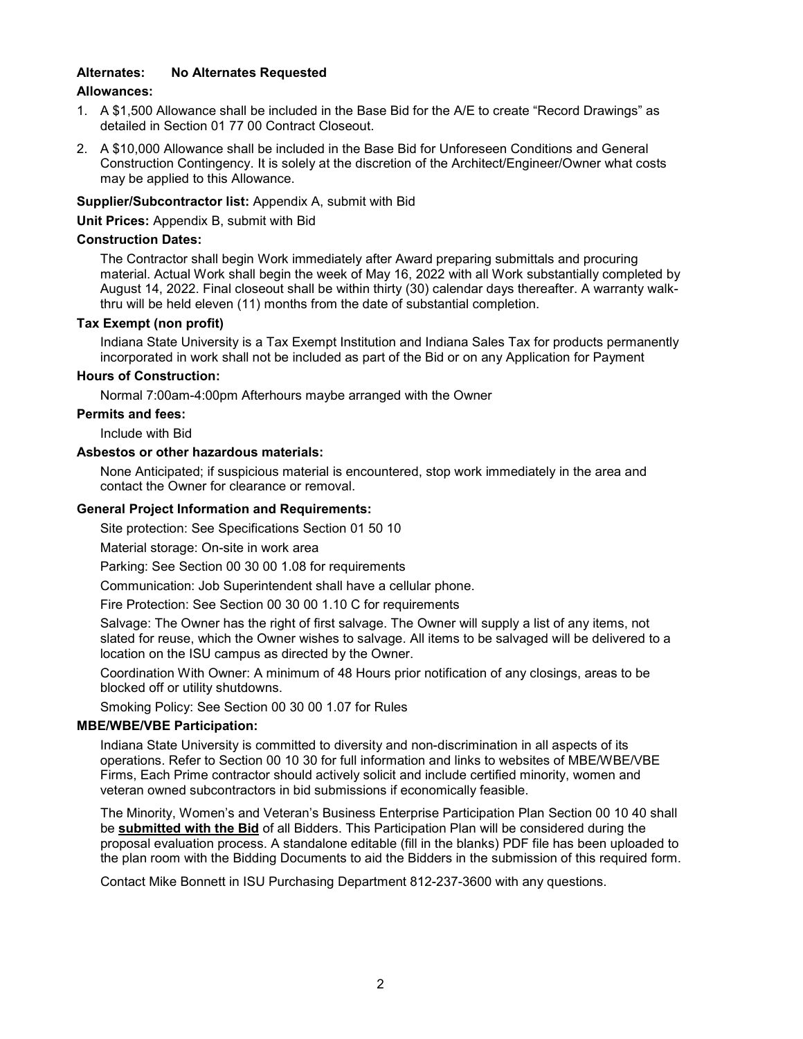**Alternates: No Alternates Requested**

**Allowances:**

1. A $1,500 Allowance shall be included in the Base Bid for the A/E to create "Record Drawings" as detailed in Section 01 77 00 Contract Closeout.
2. A $10,000 Allowance shall be included in the Base Bid for Unforeseen Conditions and General Construction Contingency. It is solely at the discretion of the Architect/Engineer/Owner what costs may be applied to this Allowance.

**Supplier/Subcontractor list:** Appendix A, submit with Bid

**Unit Prices:** Appendix B, submit with Bid

**Construction Dates:**

The Contractor shall begin Work immediately after Award preparing submittals and procuring material. Actual Work shall begin the week of May 16, 2022 with all Work substantially completed by August 14, 2022. Final closeout shall be within thirty (30) calendar days thereafter. A warranty walk-thru will be held eleven (11) months from the date of substantial completion.

**Tax Exempt (non profit)**

Indiana State University is a Tax Exempt Institution and Indiana Sales Tax for products permanently incorporated in work shall not be included as part of the Bid or on any Application for Payment

**Hours of Construction:**

Normal 7:00am-4:00pm Afterhours maybe arranged with the Owner

**Permits and fees:**

Include with Bid

**Asbestos or other hazardous materials:**

None Anticipated; if suspicious material is encountered, stop work immediately in the area and contact the Owner for clearance or removal.

**General Project Information and Requirements:**

Site protection: See Specifications Section 01 50 10

Material storage: On-site in work area

Parking: See Section 00 30 00 1.08 for requirements

Communication: Job Superintendent shall have a cellular phone.

Fire Protection: See Section 00 30 00 1.10 C for requirements

Salvage: The Owner has the right of first salvage. The Owner will supply a list of any items, not slated for reuse, which the Owner wishes to salvage. All items to be salvaged will be delivered to a location on the ISU campus as directed by the Owner.

Coordination With Owner: A minimum of 48 Hours prior notification of any closings, areas to be blocked off or utility shutdowns.

Smoking Policy: See Section 00 30 00 1.07 for Rules

**MBE/WBE/VBE Participation:**

Indiana State University is committed to diversity and non-discrimination in all aspects of its operations. Refer to Section 00 10 30 for full information and links to websites of MBE/WBE/VBE Firms, Each Prime contractor should actively solicit and include certified minority, women and veteran owned subcontractors in bid submissions if economically feasible.

The Minority, Women's and Veteran's Business Enterprise Participation Plan Section 00 10 40 shall be **submitted with the Bid** of all Bidders. This Participation Plan will be considered during the proposal evaluation process. A standalone editable (fill in the blanks) PDF file has been uploaded to the plan room with the Bidding Documents to aid the Bidders in the submission of this required form.

Contact Mike Bonnett in ISU Purchasing Department 812-237-3600 with any questions.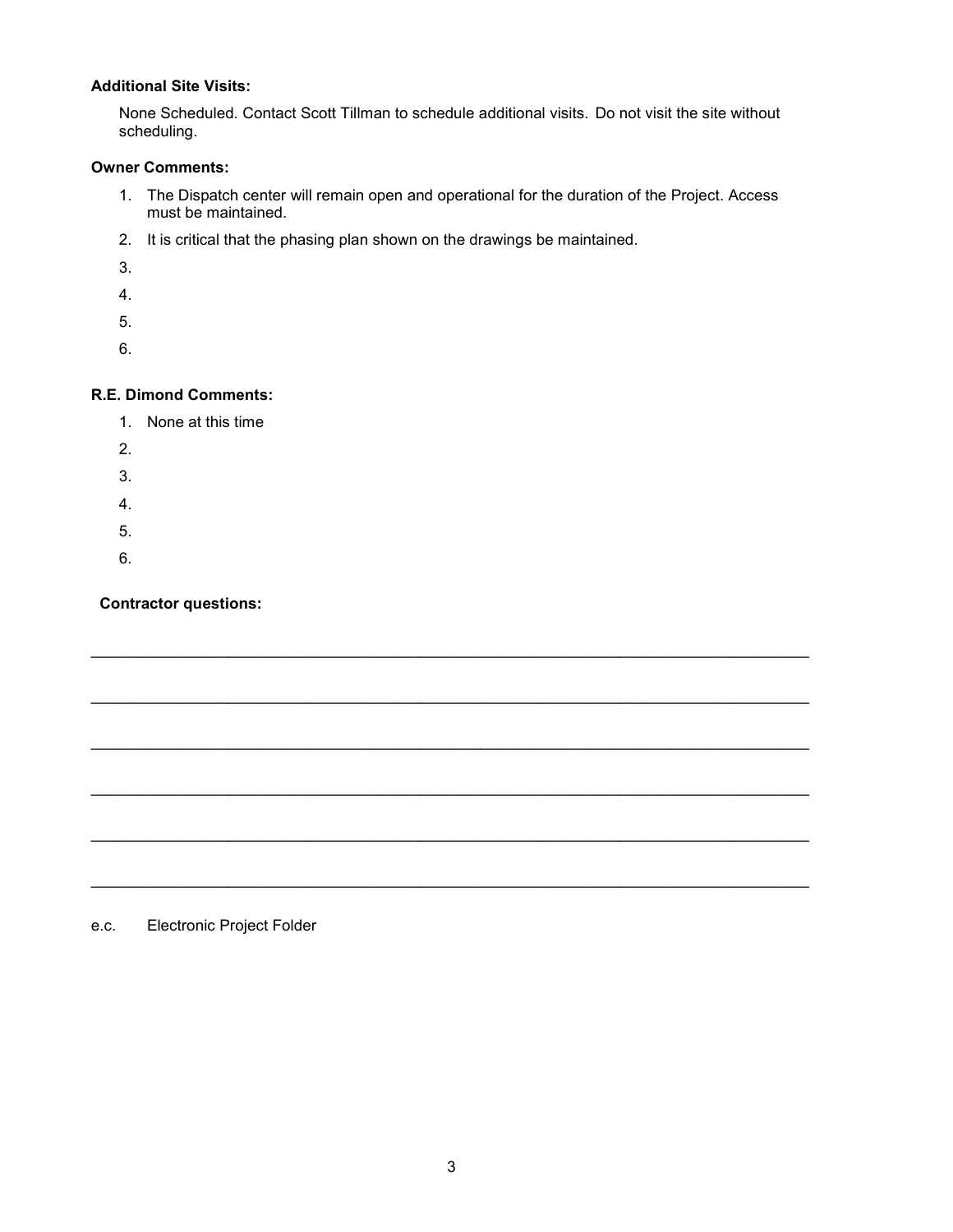**Additional Site Visits:**

None Scheduled. Contact Scott Tillman to schedule additional visits. Do not visit the site without scheduling.

**Owner Comments:**

1. The Dispatch center will remain open and operational for the duration of the Project. Access must be maintained.
2. It is critical that the phasing plan shown on the drawings be maintained.
3. 
4. 
5. 
6. 

**R.E. Dimond Comments:**

1. None at this time
2. 
3. 
4. 
5. 
6. 

**Contractor questions:**

\_\_\_\_\_\_\_\_\_\_\_\_\_\_\_\_\_\_\_\_\_\_\_\_\_\_\_\_\_\_\_\_\_\_\_\_\_\_\_\_\_\_\_\_\_\_\_\_\_\_\_\_\_\_\_\_\_\_\_\_\_\_\_\_\_\_\_\_\_\_\_\_\_\_\_\_\_\_

\_\_\_\_\_\_\_\_\_\_\_\_\_\_\_\_\_\_\_\_\_\_\_\_\_\_\_\_\_\_\_\_\_\_\_\_\_\_\_\_\_\_\_\_\_\_\_\_\_\_\_\_\_\_\_\_\_\_\_\_\_\_\_\_\_\_\_\_\_\_\_\_\_\_\_\_\_\_

\_\_\_\_\_\_\_\_\_\_\_\_\_\_\_\_\_\_\_\_\_\_\_\_\_\_\_\_\_\_\_\_\_\_\_\_\_\_\_\_\_\_\_\_\_\_\_\_\_\_\_\_\_\_\_\_\_\_\_\_\_\_\_\_\_\_\_\_\_\_\_\_\_\_\_\_\_\_

\_\_\_\_\_\_\_\_\_\_\_\_\_\_\_\_\_\_\_\_\_\_\_\_\_\_\_\_\_\_\_\_\_\_\_\_\_\_\_\_\_\_\_\_\_\_\_\_\_\_\_\_\_\_\_\_\_\_\_\_\_\_\_\_\_\_\_\_\_\_\_\_\_\_\_\_\_\_

\_\_\_\_\_\_\_\_\_\_\_\_\_\_\_\_\_\_\_\_\_\_\_\_\_\_\_\_\_\_\_\_\_\_\_\_\_\_\_\_\_\_\_\_\_\_\_\_\_\_\_\_\_\_\_\_\_\_\_\_\_\_\_\_\_\_\_\_\_\_\_\_\_\_\_\_\_\_

\_\_\_\_\_\_\_\_\_\_\_\_\_\_\_\_\_\_\_\_\_\_\_\_\_\_\_\_\_\_\_\_\_\_\_\_\_\_\_\_\_\_\_\_\_\_\_\_\_\_\_\_\_\_\_\_\_\_\_\_\_\_\_\_\_\_\_\_\_\_\_\_\_\_\_\_\_\_

e.c. Electronic Project Folder